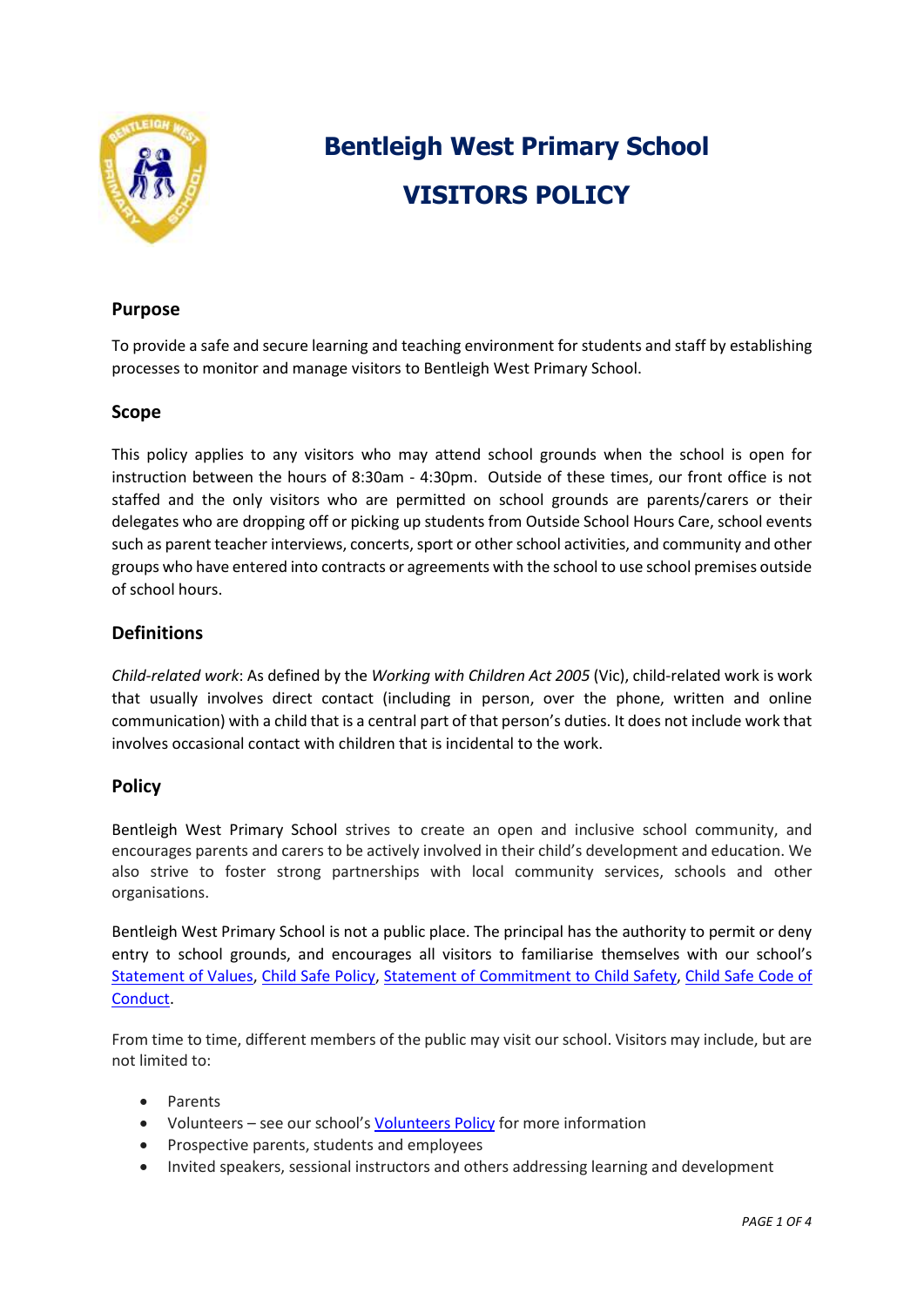# Bentleigh West Primary School

# VISITORS POLICY

## Purpose

To provide a safe and secure learning and teaching environment for students and staff by establishing processes to monitor and manage visitors to Bentleigh West Primary School.

## Scope

This policy applies to any visitors who may attend school grounds when the school is open for instruction between the hours of 8:30am - 4:30pm. Outside of these times, our front office is not staffed and the only visitors who are permitted on school grounds are parents/carers or their delegates who are dropping off or picking up students from Outside School Hours Care, school events such as parent teacher interviews, concerts, sport or other school activities, and community and other groups who have entered into contracts or agreements with the school to use school premises outside of school hours.

## Definitions

*Child-related work*: As defined by the *Working with Children Act 2005* (Vic), child-related work is work that usually involves direct contact (including in person, over the phone, written and online communication) with a child that is a central part of that person's duties. It does not include work that involves occasional contact with children that is incidental to the work.

## Policy

Bentleigh West Primary School strives to create an open and inclusive school community, and encourages parents and carers to be actively involved in their child's development and education. We also strive to foster strong partnerships with local community services, schools and other organisations.

Bentleigh West Primary School is not a public place. The principal has the authority to permit or deny entry to school grounds, and encourages all visitors to familiarise themselves with our school's Statement of Values, Child Safe Policy, Statement of Commitment to Child Safety, Child Safe Code of Conduct.

From time to time, different members of the public may visit our school. Visitors may include, but are not limited to:

- Parents
- Volunteers – see our school's Volunteers Policy for more information
- Prospective parents, students and employees
- Invited speakers, sessional instructors and others addressing learning and development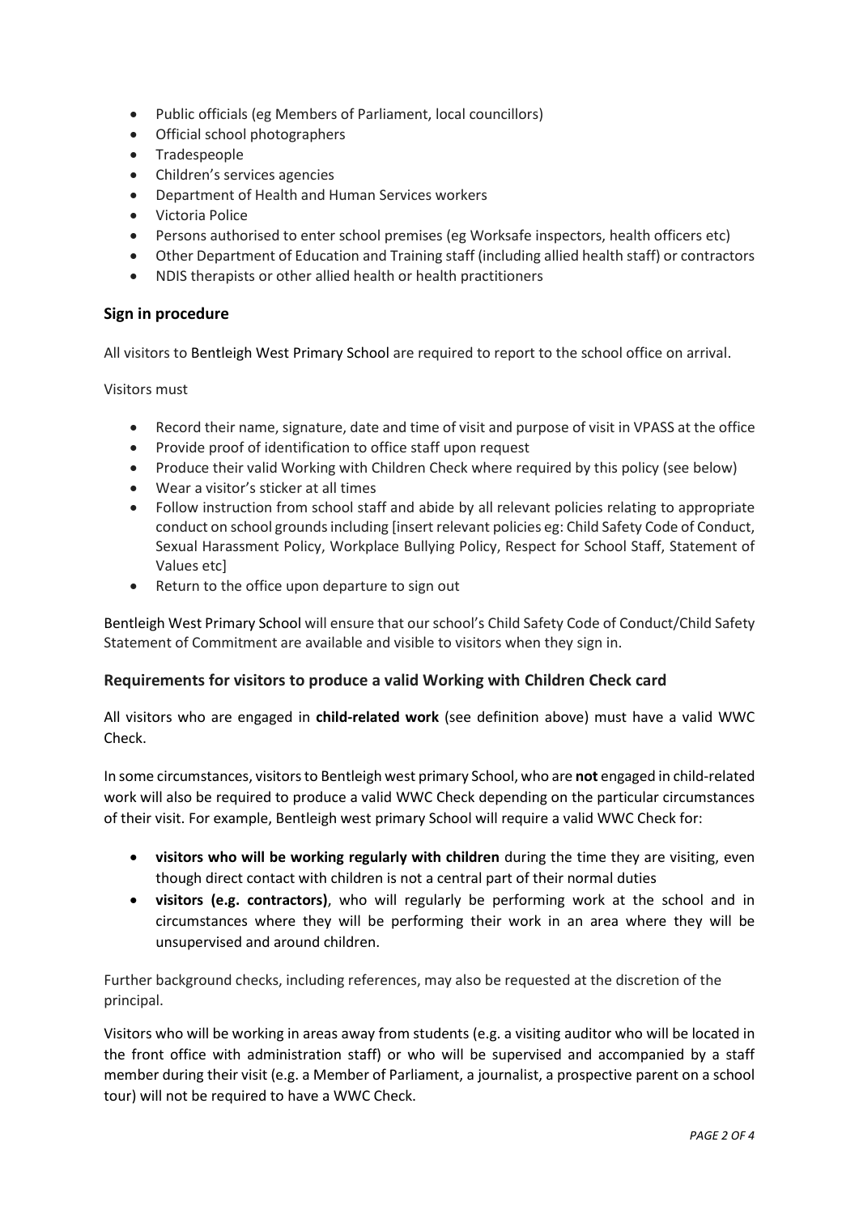- Public officials (eg Members of Parliament, local councillors)
- Official school photographers
- Tradespeople
- Children's services agencies
- Department of Health and Human Services workers
- Victoria Police
- Persons authorised to enter school premises (eg Worksafe inspectors, health officers etc)
- Other Department of Education and Training staff (including allied health staff) or contractors
- NDIS therapists or other allied health or health practitioners

### Sign in procedure

All visitors to Bentleigh West Primary School are required to report to the school office on arrival.

Visitors must

- Record their name, signature, date and time of visit and purpose of visit in VPASS at the office
- Provide proof of identification to office staff upon request
- Produce their valid Working with Children Check where required by this policy (see below)
- Wear a visitor's sticker at all times
- Follow instruction from school staff and abide by all relevant policies relating to appropriate conduct on school grounds including [insert relevant policies eg: Child Safety Code of Conduct, Sexual Harassment Policy, Workplace Bullying Policy, Respect for School Staff, Statement of Values etc]
- Return to the office upon departure to sign out

Bentleigh West Primary School will ensure that our school's Child Safety Code of Conduct/Child Safety Statement of Commitment are available and visible to visitors when they sign in.

### Requirements for visitors to produce a valid Working with Children Check card

All visitors who are engaged in **child-related work** (see definition above) must have a valid WWC Check.

In some circumstances, visitors to Bentleigh west primary School, who are **not** engaged in child-related work will also be required to produce a valid WWC Check depending on the particular circumstances of their visit. For example, Bentleigh west primary School will require a valid WWC Check for:

- **visitors who will be working regularly with children** during the time they are visiting, even though direct contact with children is not a central part of their normal duties
- **visitors (e.g. contractors)**, who will regularly be performing work at the school and in circumstances where they will be performing their work in an area where they will be unsupervised and around children.

Further background checks, including references, may also be requested at the discretion of the principal.

Visitors who will be working in areas away from students (e.g. a visiting auditor who will be located in the front office with administration staff) or who will be supervised and accompanied by a staff member during their visit (e.g. a Member of Parliament, a journalist, a prospective parent on a school tour) will not be required to have a WWC Check.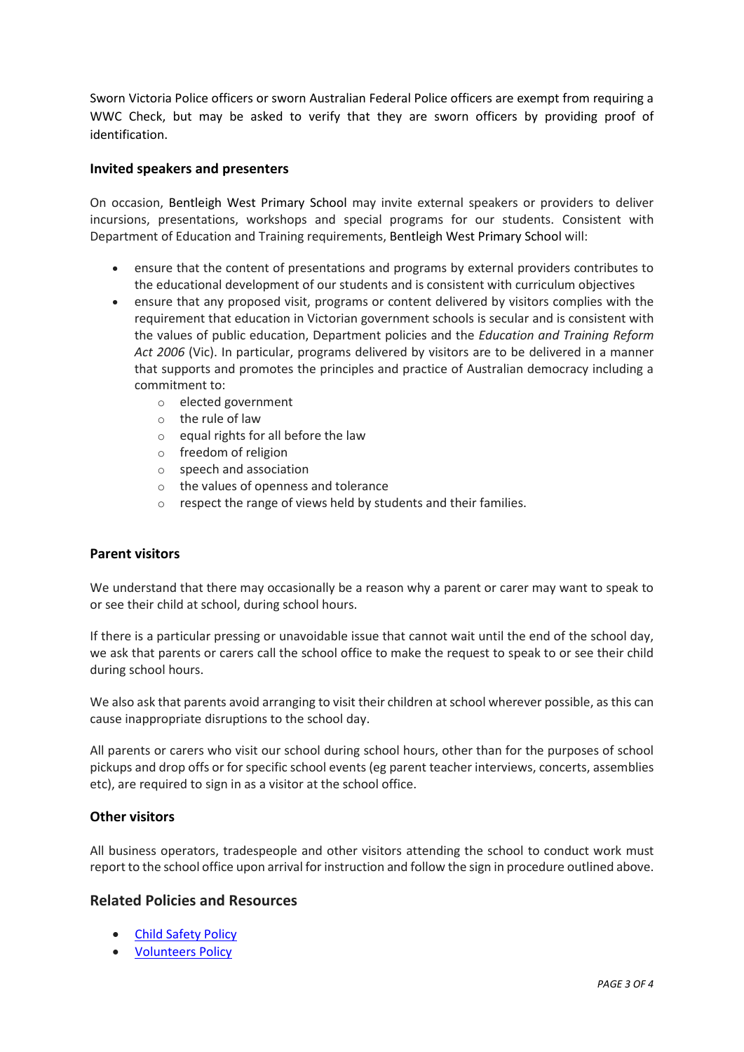Sworn Victoria Police officers or sworn Australian Federal Police officers are exempt from requiring a WWC Check, but may be asked to verify that they are sworn officers by providing proof of identification.

### Invited speakers and presenters

On occasion, Bentleigh West Primary School may invite external speakers or providers to deliver incursions, presentations, workshops and special programs for our students. Consistent with Department of Education and Training requirements, Bentleigh West Primary School will:

- ensure that the content of presentations and programs by external providers contributes to the educational development of our students and is consistent with curriculum objectives
- ensure that any proposed visit, programs or content delivered by visitors complies with the requirement that education in Victorian government schools is secular and is consistent with the values of public education, Department policies and the *Education and Training Reform Act 2006* (Vic). In particular, programs delivered by visitors are to be delivered in a manner that supports and promotes the principles and practice of Australian democracy including a commitment to:
    - elected government
    - the rule of law
    - equal rights for all before the law
    - freedom of religion
    - speech and association
    - the values of openness and tolerance
    - respect the range of views held by students and their families.

### Parent visitors

We understand that there may occasionally be a reason why a parent or carer may want to speak to or see their child at school, during school hours.

If there is a particular pressing or unavoidable issue that cannot wait until the end of the school day, we ask that parents or carers call the school office to make the request to speak to or see their child during school hours.

We also ask that parents avoid arranging to visit their children at school wherever possible, as this can cause inappropriate disruptions to the school day.

All parents or carers who visit our school during school hours, other than for the purposes of school pickups and drop offs or for specific school events (eg parent teacher interviews, concerts, assemblies etc), are required to sign in as a visitor at the school office.

### Other visitors

All business operators, tradespeople and other visitors attending the school to conduct work must report to the school office upon arrival for instruction and follow the sign in procedure outlined above.

## Related Policies and Resources

- Child Safety Policy
- Volunteers Policy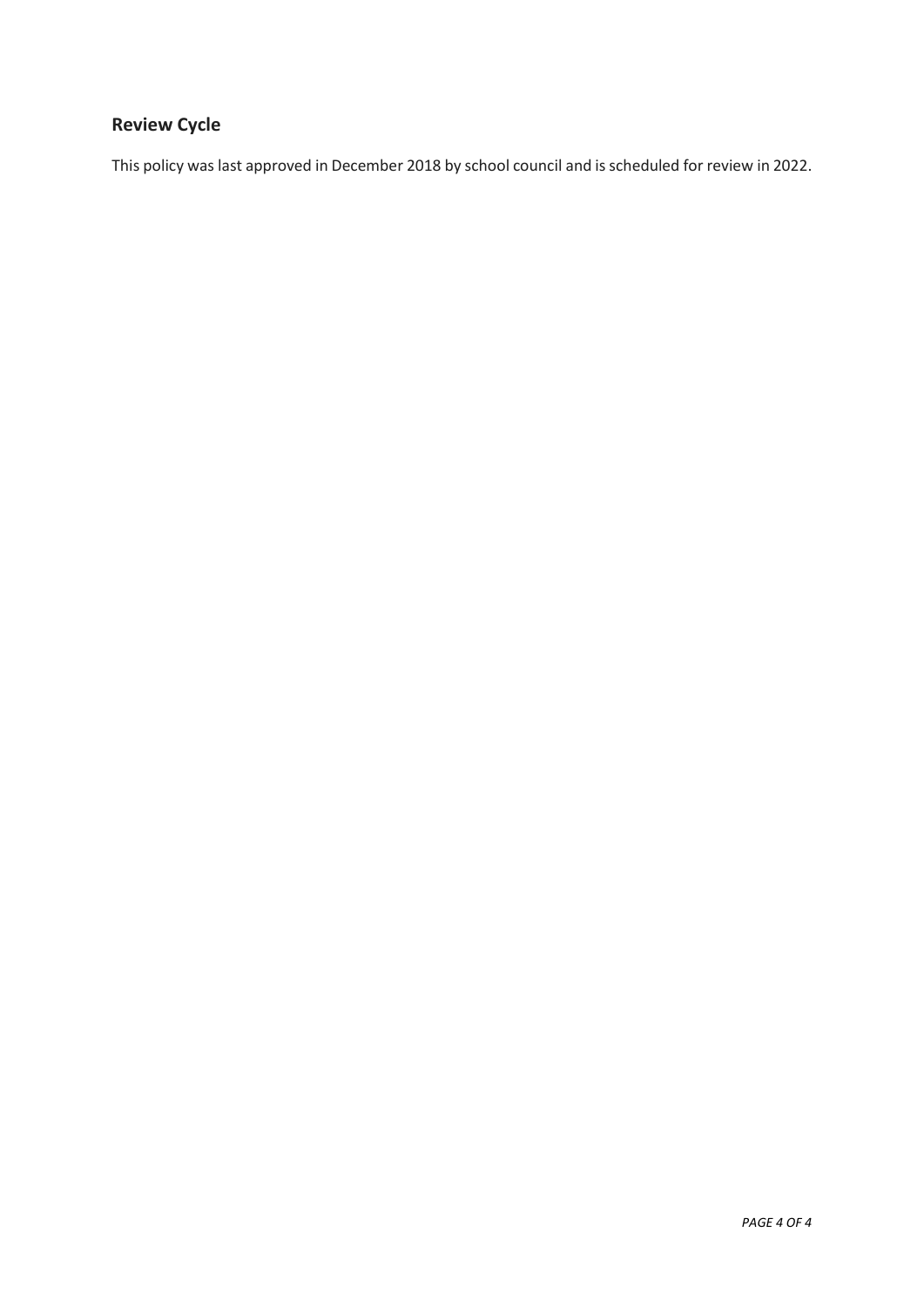## Review Cycle

This policy was last approved in December 2018 by school council and is scheduled for review in 2022.